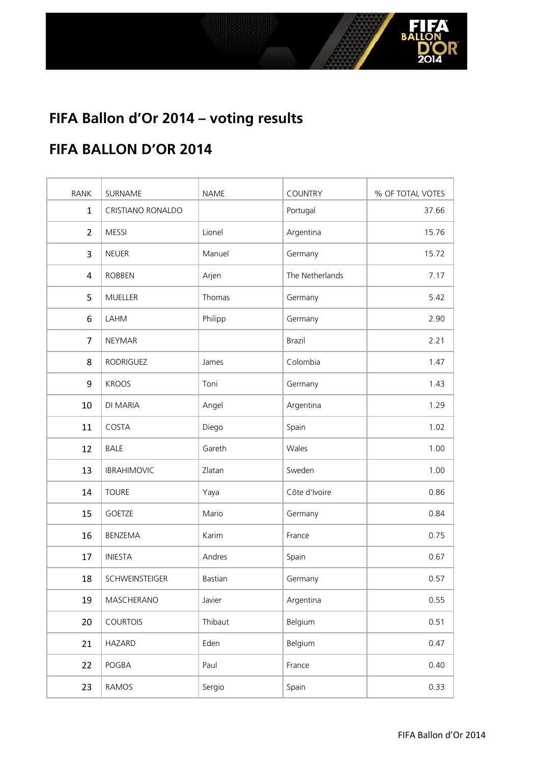# FIFA Ballon d'Or 2014 – voting results

## FIFA BALLON D'OR 2014

| RANK | SURNAME | NAME | COUNTRY | % OF TOTAL VOTES |
|---|---|---|---|---|
| 1 | CRISTIANO RONALDO | | Portugal | 37.66 |
| 2 | MESSI | Lionel | Argentina | 15.76 |
| 3 | NEUER | Manuel | Germany | 15.72 |
| 4 | ROBBEN | Arjen | The Netherlands | 7.17 |
| 5 | MUELLER | Thomas | Germany | 5.42 |
| 6 | LAHM | Philipp | Germany | 2.90 |
| 7 | NEYMAR | | Brazil | 2.21 |
| 8 | RODRIGUEZ | James | Colombia | 1.47 |
| 9 | KROOS | Toni | Germany | 1.43 |
| 10 | DI MARIA | Angel | Argentina | 1.29 |
| 11 | COSTA | Diego | Spain | 1.02 |
| 12 | BALE | Gareth | Wales | 1.00 |
| 13 | IBRAHIMOVIC | Zlatan | Sweden | 1.00 |
| 14 | TOURE | Yaya | Côte d'Ivoire | 0.86 |
| 15 | GOETZE | Mario | Germany | 0.84 |
| 16 | BENZEMA | Karim | France | 0.75 |
| 17 | INIESTA | Andres | Spain | 0.67 |
| 18 | SCHWEINSTEIGER | Bastian | Germany | 0.57 |
| 19 | MASCHERANO | Javier | Argentina | 0.55 |
| 20 | COURTOIS | Thibaut | Belgium | 0.51 |
| 21 | HAZARD | Eden | Belgium | 0.47 |
| 22 | POGBA | Paul | France | 0.40 |
| 23 | RAMOS | Sergio | Spain | 0.33 |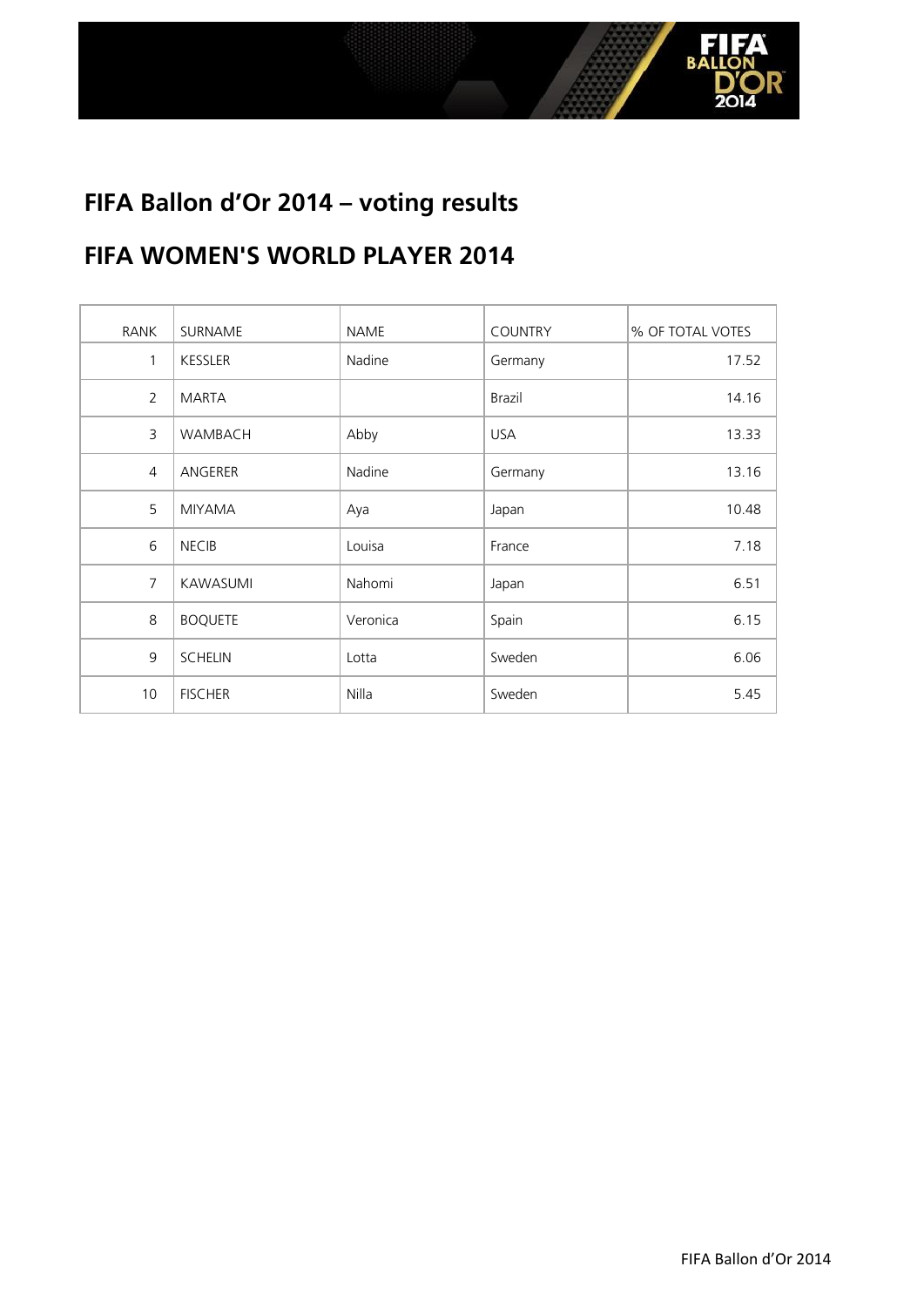# FIFA Ballon d'Or 2014 – voting results

## FIFA WOMEN'S WORLD PLAYER 2014

| RANK | SURNAME | NAME | COUNTRY | % OF TOTAL VOTES |
|---|---|---|---|---|
| 1 | KESSLER | Nadine | Germany | 17.52 |
| 2 | MARTA | | Brazil | 14.16 |
| 3 | WAMBACH | Abby | USA | 13.33 |
| 4 | ANGERER | Nadine | Germany | 13.16 |
| 5 | MIYAMA | Aya | Japan | 10.48 |
| 6 | NECIB | Louisa | France | 7.18 |
| 7 | KAWASUMI | Nahomi | Japan | 6.51 |
| 8 | BOQUETE | Veronica | Spain | 6.15 |
| 9 | SCHELIN | Lotta | Sweden | 6.06 |
| 10 | FISCHER | Nilla | Sweden | 5.45 |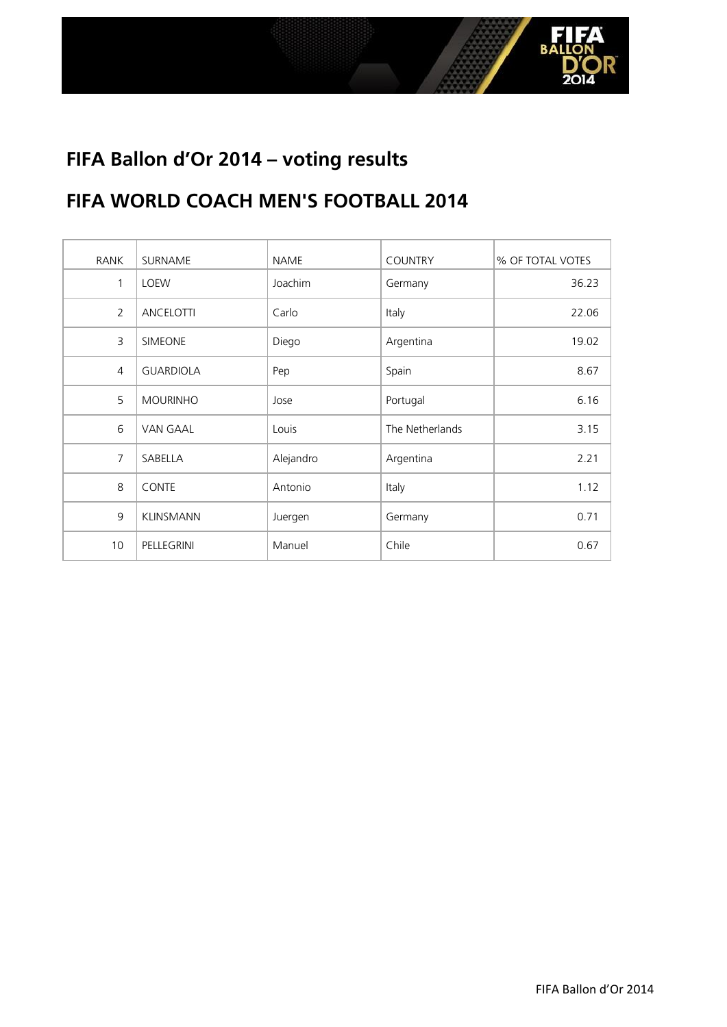# FIFA Ballon d'Or 2014 – voting results

## FIFA WORLD COACH MEN'S FOOTBALL 2014

| RANK | SURNAME | NAME | COUNTRY | % OF TOTAL VOTES |
|---|---|---|---|---|
| 1 | LOEW | Joachim | Germany | 36.23 |
| 2 | ANCELOTTI | Carlo | Italy | 22.06 |
| 3 | SIMEONE | Diego | Argentina | 19.02 |
| 4 | GUARDIOLA | Pep | Spain | 8.67 |
| 5 | MOURINHO | Jose | Portugal | 6.16 |
| 6 | VAN GAAL | Louis | The Netherlands | 3.15 |
| 7 | SABELLA | Alejandro | Argentina | 2.21 |
| 8 | CONTE | Antonio | Italy | 1.12 |
| 9 | KLINSMANN | Juergen | Germany | 0.71 |
| 10 | PELLEGRINI | Manuel | Chile | 0.67 |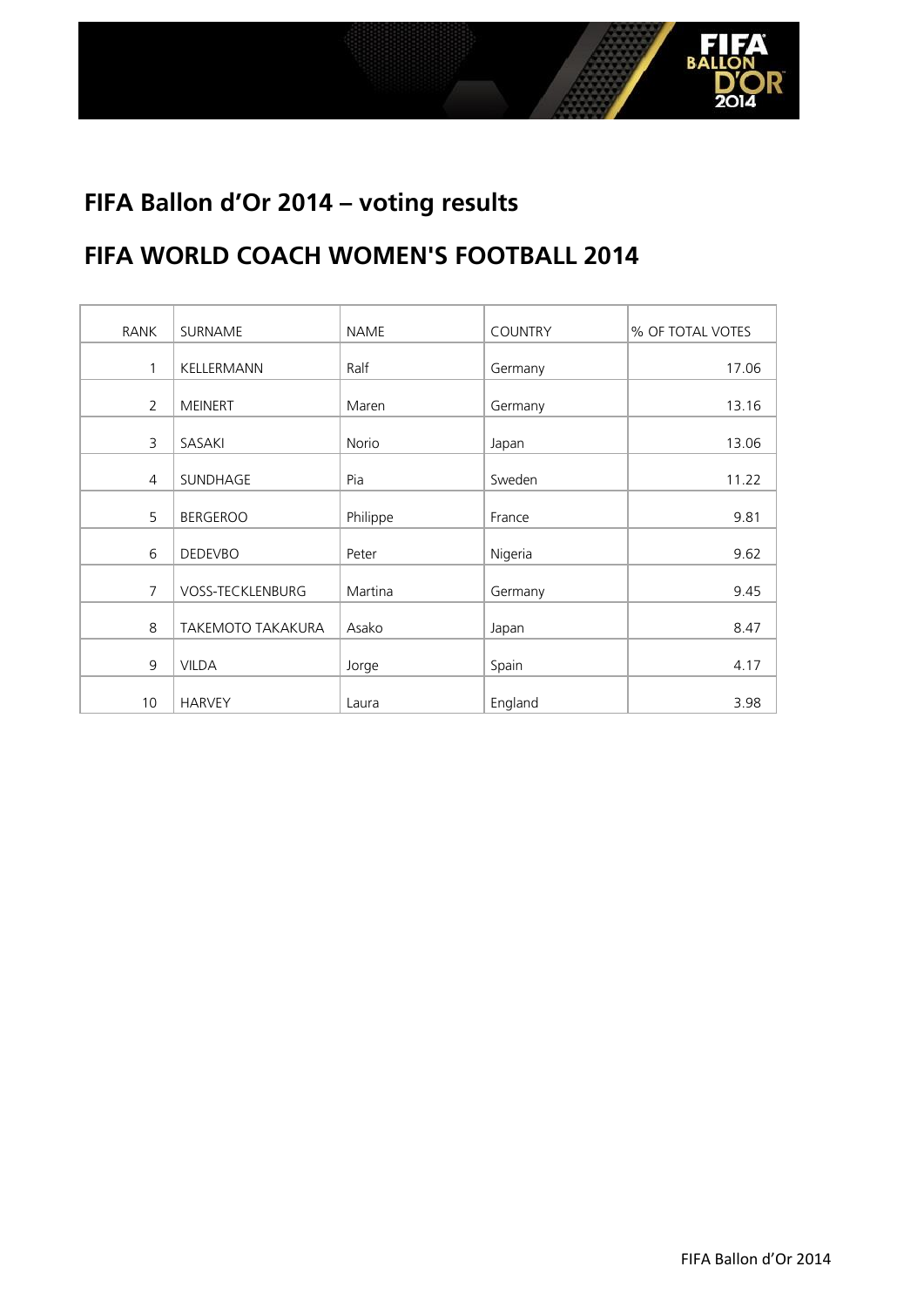# FIFA Ballon d'Or 2014 – voting results

## FIFA WORLD COACH WOMEN'S FOOTBALL 2014

| RANK | SURNAME | NAME | COUNTRY | % OF TOTAL VOTES |
|---|---|---|---|---|
| 1 | KELLERMANN | Ralf | Germany | 17.06 |
| 2 | MEINERT | Maren | Germany | 13.16 |
| 3 | SASAKI | Norio | Japan | 13.06 |
| 4 | SUNDHAGE | Pia | Sweden | 11.22 |
| 5 | BERGEROO | Philippe | France | 9.81 |
| 6 | DEDEVBO | Peter | Nigeria | 9.62 |
| 7 | VOSS-TECKLENBURG | Martina | Germany | 9.45 |
| 8 | TAKEMOTO TAKAKURA | Asako | Japan | 8.47 |
| 9 | VILDA | Jorge | Spain | 4.17 |
| 10 | HARVEY | Laura | England | 3.98 |